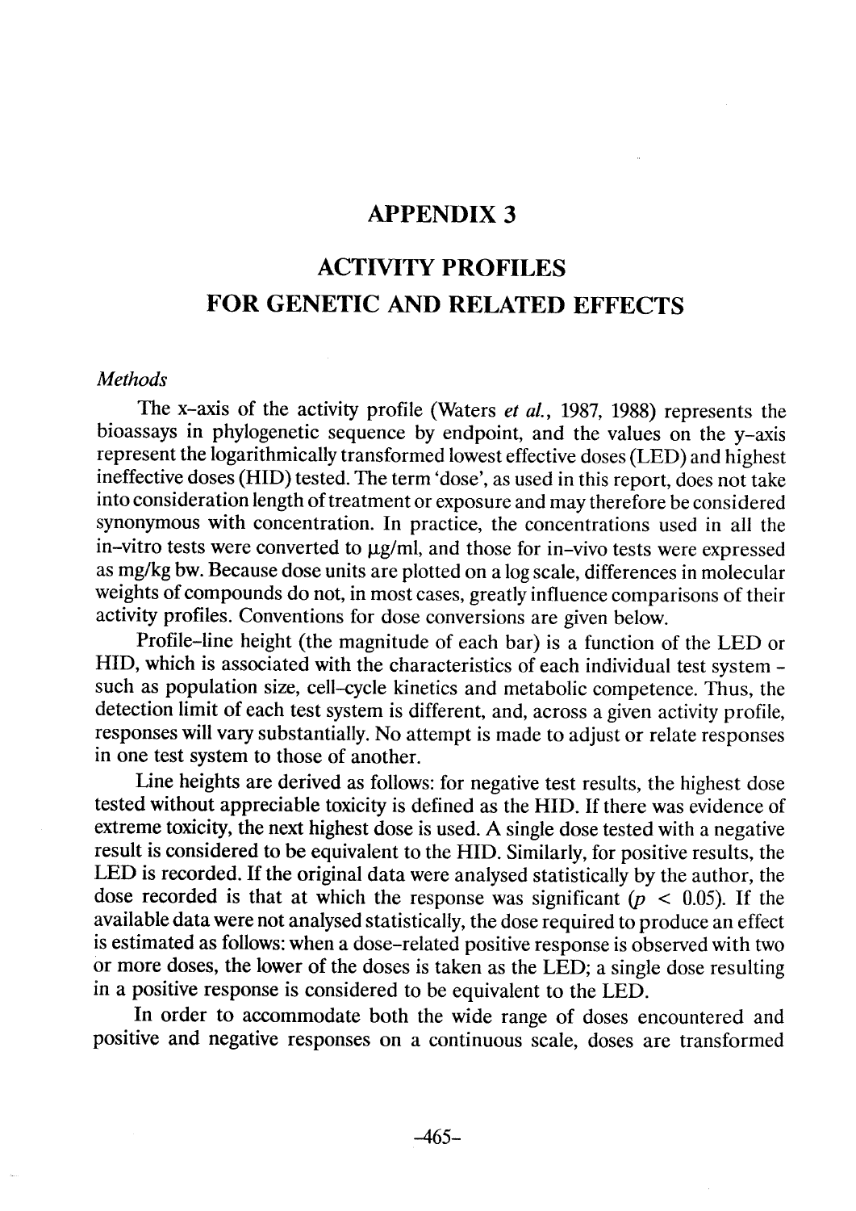# APPENDIX 3

## ACTIVITY PROFILES FOR GENETIC AND RELATED EFFECTS

*Methods*

The x-axis of the activity profile (Waters *et al.*, 1987, 1988) represents the bioassays in phylogenetic sequence by endpoint, and the values on the y-axis represent the logarithmically transformed lowest effective doses (LED) and highest ineffective doses (HID) tested. The term 'dose', as used in this report, does not take into consideration length of treatment or exposure and may therefore be considered synonymous with concentration. In practice, the concentrations used in all the in-vitro tests were converted to μg/ml, and those for in-vivo tests were expressed as mg/kg bw. Because dose units are plotted on a log scale, differences in molecular weights of compounds do not, in most cases, greatly influence comparisons of their activity profiles. Conventions for dose conversions are given below.

Profile-line height (the magnitude of each bar) is a function of the LED or HID, which is associated with the characteristics of each individual test system – such as population size, cell-cycle kinetics and metabolic competence. Thus, the detection limit of each test system is different, and, across a given activity profile, responses will vary substantially. No attempt is made to adjust or relate responses in one test system to those of another.

Line heights are derived as follows: for negative test results, the highest dose tested without appreciable toxicity is defined as the HID. If there was evidence of extreme toxicity, the next highest dose is used. A single dose tested with a negative result is considered to be equivalent to the HID. Similarly, for positive results, the LED is recorded. If the original data were analysed statistically by the author, the dose recorded is that at which the response was significant ($p < 0.05$). If the available data were not analysed statistically, the dose required to produce an effect is estimated as follows: when a dose-related positive response is observed with two or more doses, the lower of the doses is taken as the LED; a single dose resulting in a positive response is considered to be equivalent to the LED.

In order to accommodate both the wide range of doses encountered and positive and negative responses on a continuous scale, doses are transformed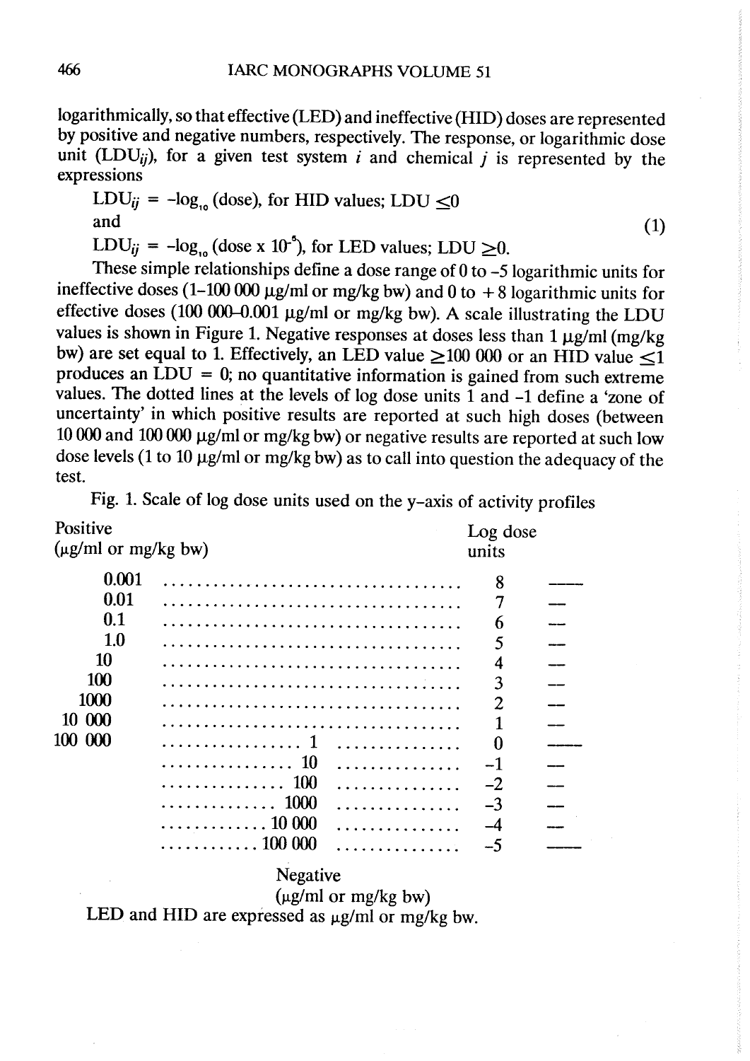logarithmically, so that effective (LED) and ineffective (HID) doses are represented by positive and negative numbers, respectively. The response, or logarithmic dose unit ($LDU_{ij}$), for a given test system $i$ and chemical $j$ is represented by the expressions

$$LDU_{ij} = -\log_{10}(\text{dose}), \text{ for HID values; } LDU \leq 0$$

and (1)

$$LDU_{ij} = -\log_{10}(\text{dose} \times 10^{-5}), \text{ for LED values; } LDU \geq 0.$$

These simple relationships define a dose range of 0 to –5 logarithmic units for ineffective doses (1–100 000 μg/ml or mg/kg bw) and 0 to + 8 logarithmic units for effective doses (100 000–0.001 μg/ml or mg/kg bw). A scale illustrating the LDU values is shown in Figure 1. Negative responses at doses less than 1 μg/ml (mg/kg bw) are set equal to 1. Effectively, an LED value ≥100 000 or an HID value ≤1 produces an LDU = 0; no quantitative information is gained from such extreme values. The dotted lines at the levels of log dose units 1 and –1 define a 'zone of uncertainty' in which positive results are reported at such high doses (between 10 000 and 100 000 μg/ml or mg/kg bw) or negative results are reported at such low dose levels (1 to 10 μg/ml or mg/kg bw) as to call into question the adequacy of the test.

Fig. 1. Scale of log dose units used on the y-axis of activity profiles

| Positive (μg/ml or mg/kg bw) | Negative (μg/ml or mg/kg bw) | Log dose units |
|---|---|---|
| 0.001 | | 8 |
| 0.01 | | 7 |
| 0.1 | | 6 |
| 1.0 | | 5 |
| 10 | | 4 |
| 100 | | 3 |
| 1000 | | 2 |
| 10 000 | | 1 |
| 100 000 | 1 | 0 |
| | 10 | –1 |
| | 100 | –2 |
| | 1000 | –3 |
| | 10 000 | –4 |
| | 100 000 | –5 |

LED and HID are expressed as μg/ml or mg/kg bw.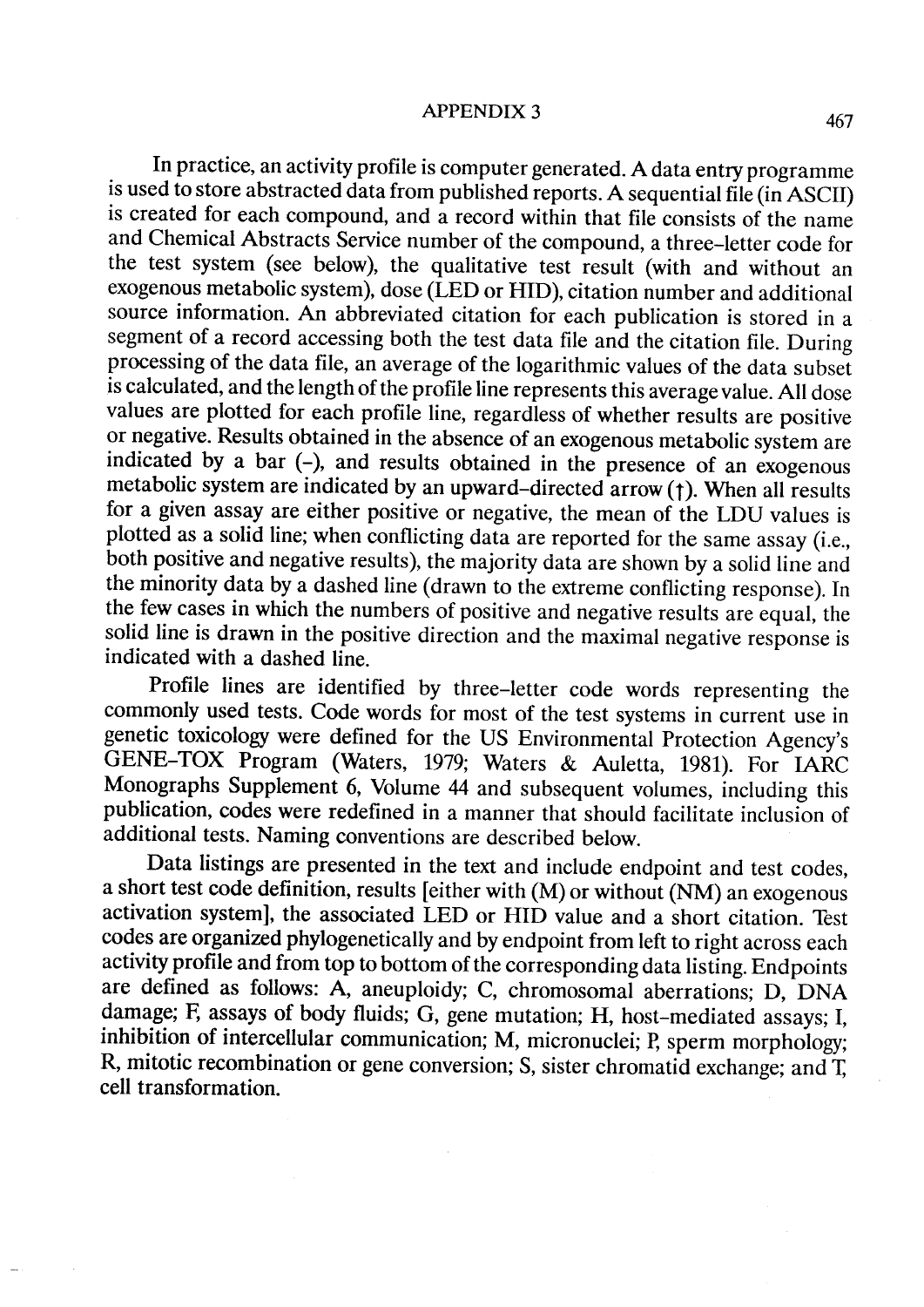In practice, an activity profile is computer generated. A data entry programme is used to store abstracted data from published reports. A sequential file (in ASCII) is created for each compound, and a record within that file consists of the name and Chemical Abstracts Service number of the compound, a three-letter code for the test system (see below), the qualitative test result (with and without an exogenous metabolic system), dose (LED or HID), citation number and additional source information. An abbreviated citation for each publication is stored in a segment of a record accessing both the test data file and the citation file. During processing of the data file, an average of the logarithmic values of the data subset is calculated, and the length of the profile line represents this average value. All dose values are plotted for each profile line, regardless of whether results are positive or negative. Results obtained in the absence of an exogenous metabolic system are indicated by a bar (-), and results obtained in the presence of an exogenous metabolic system are indicated by an upward-directed arrow (↑). When all results for a given assay are either positive or negative, the mean of the LDU values is plotted as a solid line; when conflicting data are reported for the same assay (i.e., both positive and negative results), the majority data are shown by a solid line and the minority data by a dashed line (drawn to the extreme conflicting response). In the few cases in which the numbers of positive and negative results are equal, the solid line is drawn in the positive direction and the maximal negative response is indicated with a dashed line.

Profile lines are identified by three-letter code words representing the commonly used tests. Code words for most of the test systems in current use in genetic toxicology were defined for the US Environmental Protection Agency's GENE-TOX Program (Waters, 1979; Waters & Auletta, 1981). For IARC Monographs Supplement 6, Volume 44 and subsequent volumes, including this publication, codes were redefined in a manner that should facilitate inclusion of additional tests. Naming conventions are described below.

Data listings are presented in the text and include endpoint and test codes, a short test code definition, results [either with (M) or without (NM) an exogenous activation system], the associated LED or HID value and a short citation. Test codes are organized phylogenetically and by endpoint from left to right across each activity profile and from top to bottom of the corresponding data listing. Endpoints are defined as follows: A, aneuploidy; C, chromosomal aberrations; D, DNA damage; F, assays of body fluids; G, gene mutation; H, host-mediated assays; I, inhibition of intercellular communication; M, micronuclei; P, sperm morphology; R, mitotic recombination or gene conversion; S, sister chromatid exchange; and T, cell transformation.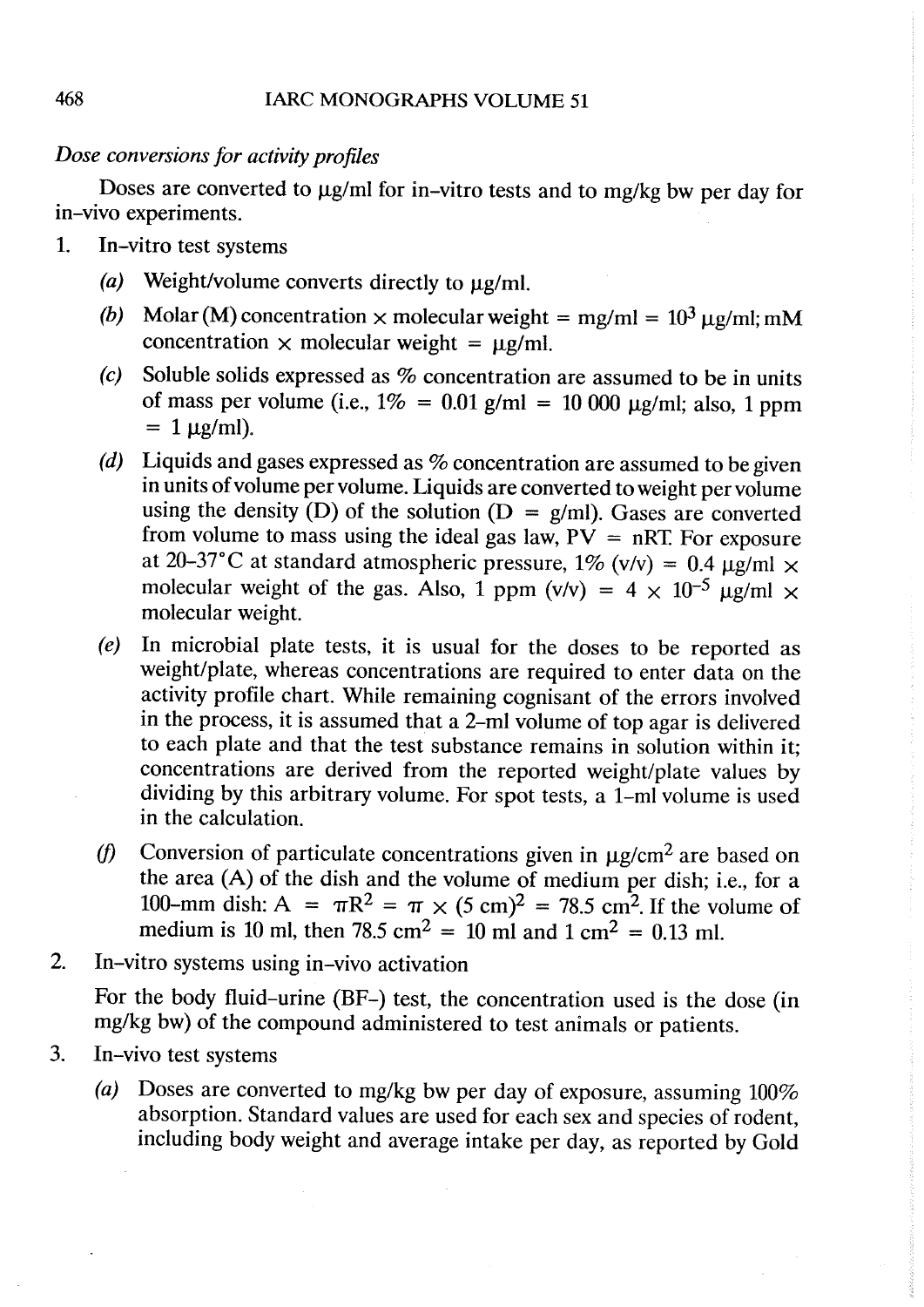*Dose conversions for activity profiles*

Doses are converted to μg/ml for in-vitro tests and to mg/kg bw per day for in-vivo experiments.

1. In-vitro test systems

   *(a)* Weight/volume converts directly to μg/ml.

   *(b)* Molar (M) concentration × molecular weight = mg/ml = $10^3$ μg/ml; mM concentration × molecular weight = μg/ml.

   *(c)* Soluble solids expressed as % concentration are assumed to be in units of mass per volume (i.e., 1% = 0.01 g/ml = 10 000 μg/ml; also, 1 ppm = 1 μg/ml).

   *(d)* Liquids and gases expressed as % concentration are assumed to be given in units of volume per volume. Liquids are converted to weight per volume using the density (D) of the solution (D = g/ml). Gases are converted from volume to mass using the ideal gas law, $PV = nRT$. For exposure at 20–37°C at standard atmospheric pressure, 1% (v/v) = 0.4 μg/ml × molecular weight of the gas. Also, 1 ppm (v/v) = $4 \times 10^{-5}$ μg/ml × molecular weight.

   *(e)* In microbial plate tests, it is usual for the doses to be reported as weight/plate, whereas concentrations are required to enter data on the activity profile chart. While remaining cognisant of the errors involved in the process, it is assumed that a 2-ml volume of top agar is delivered to each plate and that the test substance remains in solution within it; concentrations are derived from the reported weight/plate values by dividing by this arbitrary volume. For spot tests, a 1-ml volume is used in the calculation.

   *(f)* Conversion of particulate concentrations given in μg/cm$^2$ are based on the area (A) of the dish and the volume of medium per dish; i.e., for a 100-mm dish: $A = \pi R^2 = \pi \times (5\ \text{cm})^2 = 78.5\ \text{cm}^2$. If the volume of medium is 10 ml, then 78.5 cm$^2$ = 10 ml and 1 cm$^2$ = 0.13 ml.

2. In-vitro systems using in-vivo activation

   For the body fluid-urine (BF-) test, the concentration used is the dose (in mg/kg bw) of the compound administered to test animals or patients.

3. In-vivo test systems

   *(a)* Doses are converted to mg/kg bw per day of exposure, assuming 100% absorption. Standard values are used for each sex and species of rodent, including body weight and average intake per day, as reported by Gold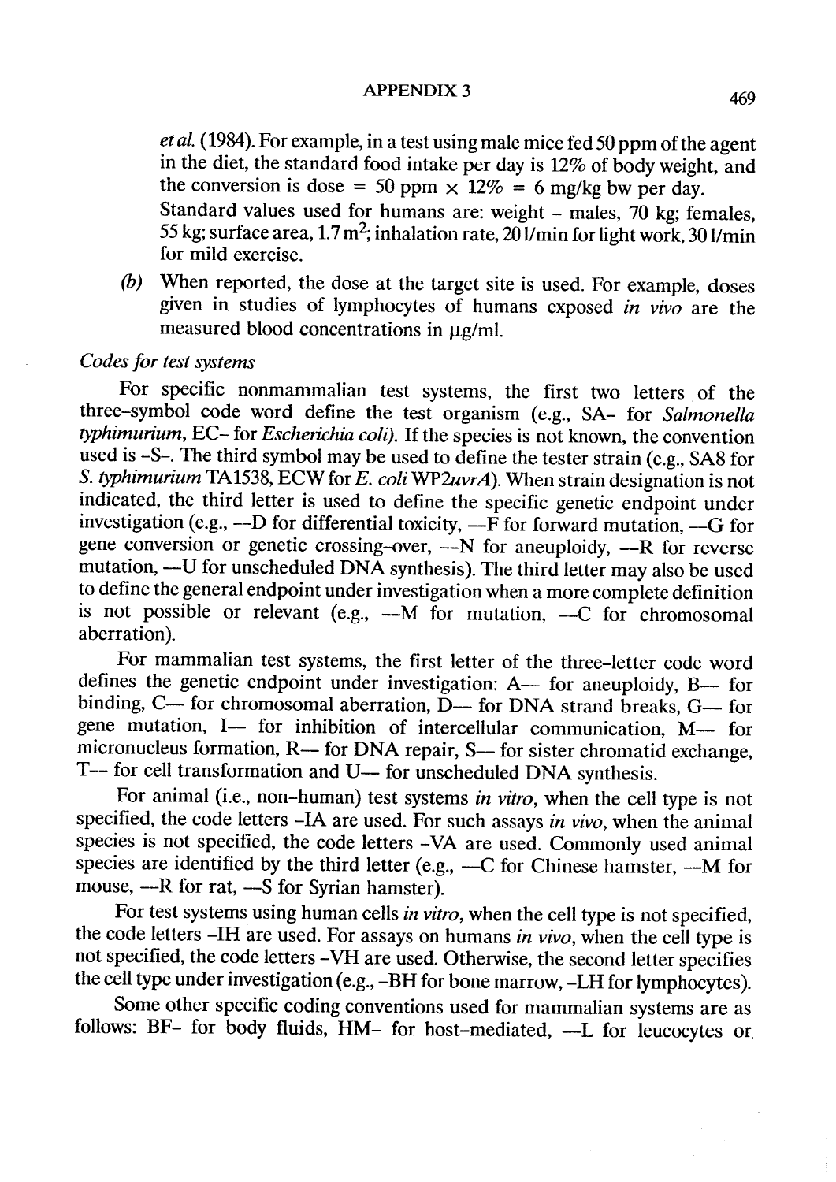*et al.* (1984). For example, in a test using male mice fed 50 ppm of the agent in the diet, the standard food intake per day is 12% of body weight, and the conversion is dose = 50 ppm × 12% = 6 mg/kg bw per day.

Standard values used for humans are: weight – males, 70 kg; females, 55 kg; surface area, 1.7 $m^2$; inhalation rate, 20 l/min for light work, 30 l/min for mild exercise.

*(b)* When reported, the dose at the target site is used. For example, doses given in studies of lymphocytes of humans exposed *in vivo* are the measured blood concentrations in μg/ml.

*Codes for test systems*

For specific nonmammalian test systems, the first two letters of the three-symbol code word define the test organism (e.g., SA– for *Salmonella typhimurium*, EC– for *Escherichia coli*). If the species is not known, the convention used is –S–. The third symbol may be used to define the tester strain (e.g., SA8 for *S. typhimurium* TA1538, ECW for *E. coli* WP2*uvrA*). When strain designation is not indicated, the third letter is used to define the specific genetic endpoint under investigation (e.g., —D for differential toxicity, —F for forward mutation, —G for gene conversion or genetic crossing-over, —N for aneuploidy, —R for reverse mutation, —U for unscheduled DNA synthesis). The third letter may also be used to define the general endpoint under investigation when a more complete definition is not possible or relevant (e.g., —M for mutation, —C for chromosomal aberration).

For mammalian test systems, the first letter of the three-letter code word defines the genetic endpoint under investigation: A— for aneuploidy, B— for binding, C— for chromosomal aberration, D— for DNA strand breaks, G— for gene mutation, I— for inhibition of intercellular communication, M— for micronucleus formation, R— for DNA repair, S— for sister chromatid exchange, T— for cell transformation and U— for unscheduled DNA synthesis.

For animal (i.e., non-human) test systems *in vitro*, when the cell type is not specified, the code letters –IA are used. For such assays *in vivo*, when the animal species is not specified, the code letters –VA are used. Commonly used animal species are identified by the third letter (e.g., —C for Chinese hamster, —M for mouse, —R for rat, —S for Syrian hamster).

For test systems using human cells *in vitro*, when the cell type is not specified, the code letters –IH are used. For assays on humans *in vivo*, when the cell type is not specified, the code letters –VH are used. Otherwise, the second letter specifies the cell type under investigation (e.g., –BH for bone marrow, –LH for lymphocytes).

Some other specific coding conventions used for mammalian systems are as follows: BF– for body fluids, HM– for host-mediated, —L for leucocytes or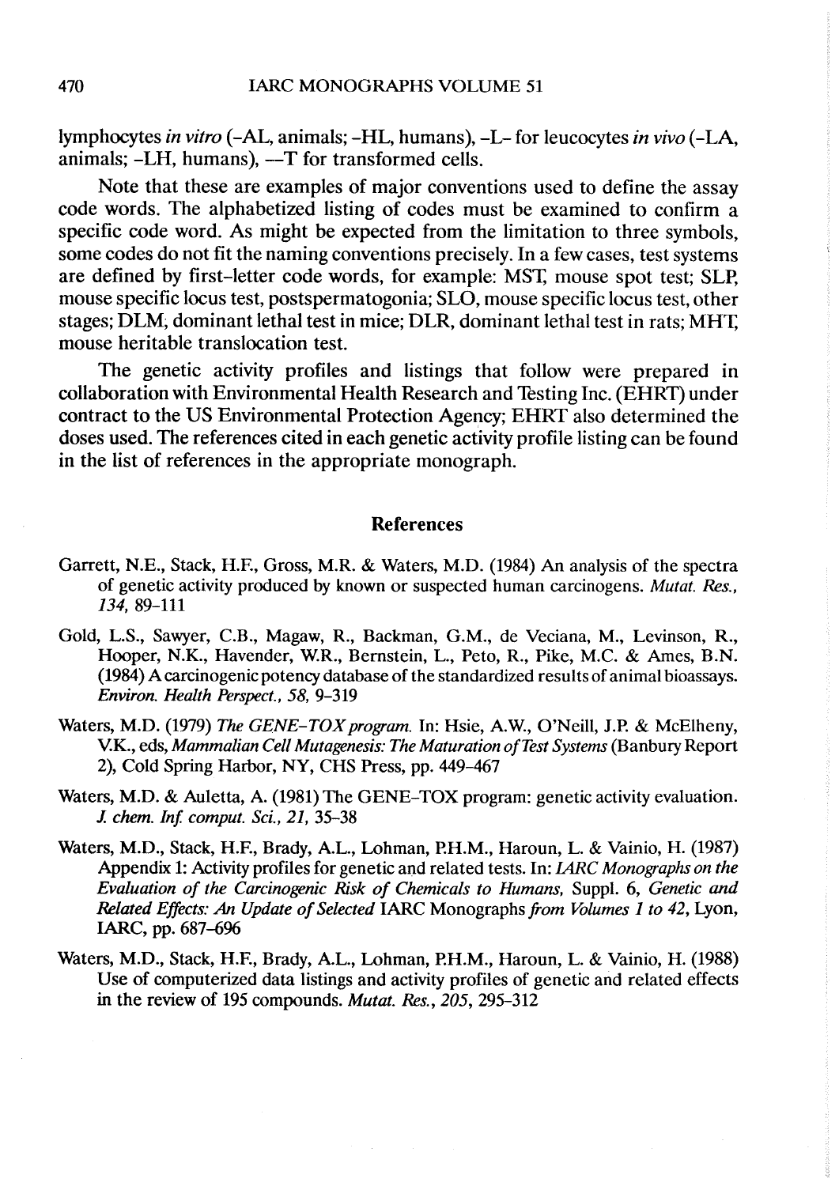lymphocytes *in vitro* (-AL, animals; -HL, humans), -L- for leucocytes *in vivo* (-LA, animals; -LH, humans), —T for transformed cells.

Note that these are examples of major conventions used to define the assay code words. The alphabetized listing of codes must be examined to confirm a specific code word. As might be expected from the limitation to three symbols, some codes do not fit the naming conventions precisely. In a few cases, test systems are defined by first-letter code words, for example: MST, mouse spot test; SLP, mouse specific locus test, postspermatogonia; SLO, mouse specific locus test, other stages; DLM, dominant lethal test in mice; DLR, dominant lethal test in rats; MHT, mouse heritable translocation test.

The genetic activity profiles and listings that follow were prepared in collaboration with Environmental Health Research and Testing Inc. (EHRT) under contract to the US Environmental Protection Agency; EHRT also determined the doses used. The references cited in each genetic activity profile listing can be found in the list of references in the appropriate monograph.

## References

Garrett, N.E., Stack, H.F., Gross, M.R. & Waters, M.D. (1984) An analysis of the spectra of genetic activity produced by known or suspected human carcinogens. *Mutat. Res.*, *134*, 89–111

Gold, L.S., Sawyer, C.B., Magaw, R., Backman, G.M., de Veciana, M., Levinson, R., Hooper, N.K., Havender, W.R., Bernstein, L., Peto, R., Pike, M.C. & Ames, B.N. (1984) A carcinogenic potency database of the standardized results of animal bioassays. *Environ. Health Perspect.*, *58*, 9–319

Waters, M.D. (1979) *The GENE-TOX program*. In: Hsie, A.W., O'Neill, J.P. & McElheny, V.K., eds, *Mammalian Cell Mutagenesis: The Maturation of Test Systems* (Banbury Report 2), Cold Spring Harbor, NY, CHS Press, pp. 449–467

Waters, M.D. & Auletta, A. (1981) The GENE-TOX program: genetic activity evaluation. *J. chem. Inf. comput. Sci.*, *21*, 35–38

Waters, M.D., Stack, H.F., Brady, A.L., Lohman, P.H.M., Haroun, L. & Vainio, H. (1987) Appendix 1: Activity profiles for genetic and related tests. In: *IARC Monographs on the Evaluation of the Carcinogenic Risk of Chemicals to Humans*, Suppl. 6, *Genetic and Related Effects: An Update of Selected* IARC Monographs *from Volumes 1 to 42*, Lyon, IARC, pp. 687–696

Waters, M.D., Stack, H.F., Brady, A.L., Lohman, P.H.M., Haroun, L. & Vainio, H. (1988) Use of computerized data listings and activity profiles of genetic and related effects in the review of 195 compounds. *Mutat. Res.*, *205*, 295–312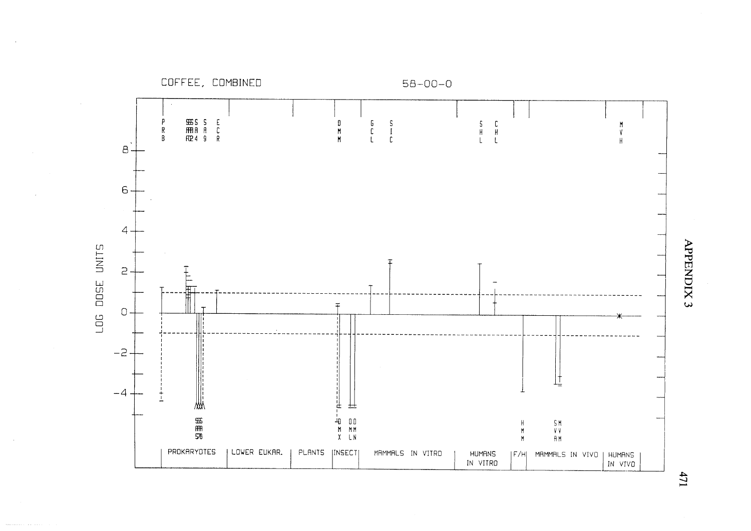COFFEE, COMBINED

58-00-0

LOG DOSE UNITS

PROKARYOTES | LOWER EUKAR. | PLANTS | INSECT | MAMMALS IN VITRO | HUMANS IN VITRO | F/H | MAMMALS IN VIVO | HUMANS IN VIVO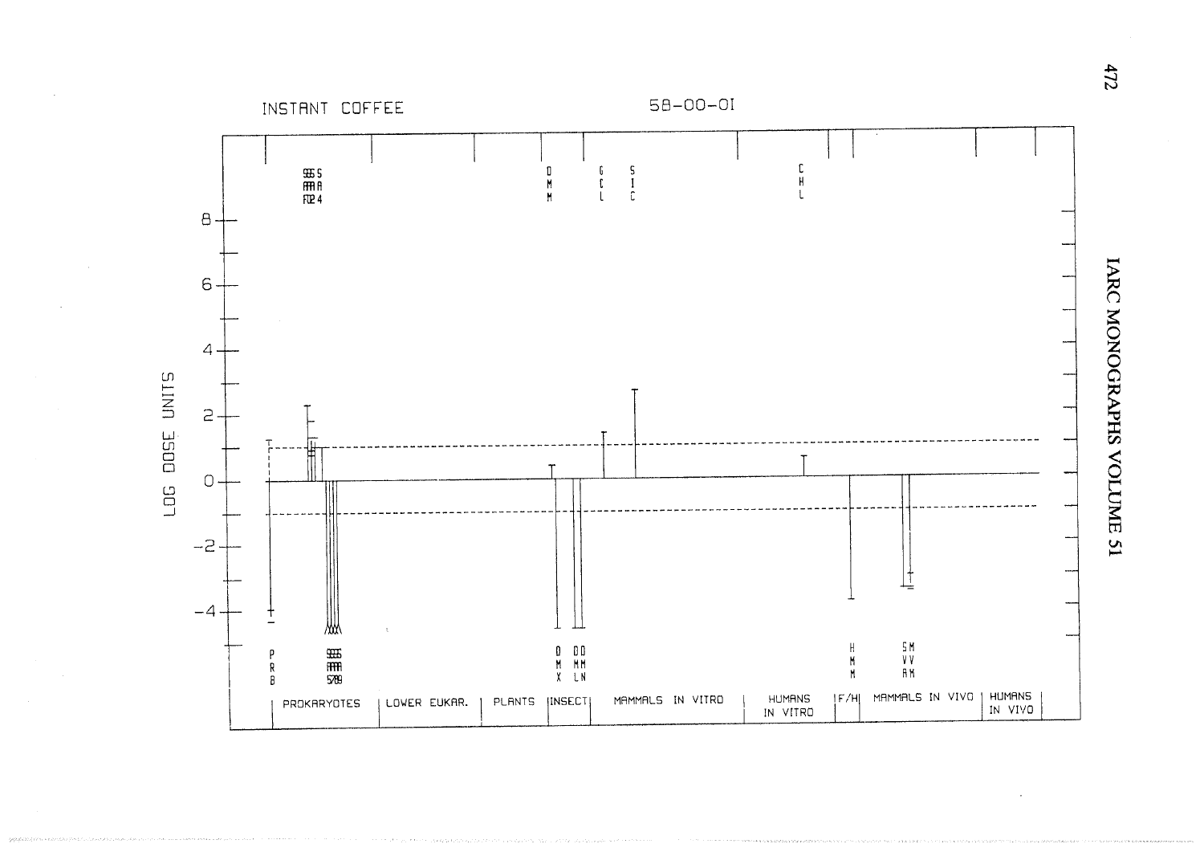INSTANT COFFEE 58-00-01

LOG DOSE UNITS

PROKARYOTES | LOWER EUKAR. | PLANTS | INSECT | MAMMALS IN VITRO | HUMANS IN VITRO | F/H | MAMMALS IN VIVO | HUMANS IN VIVO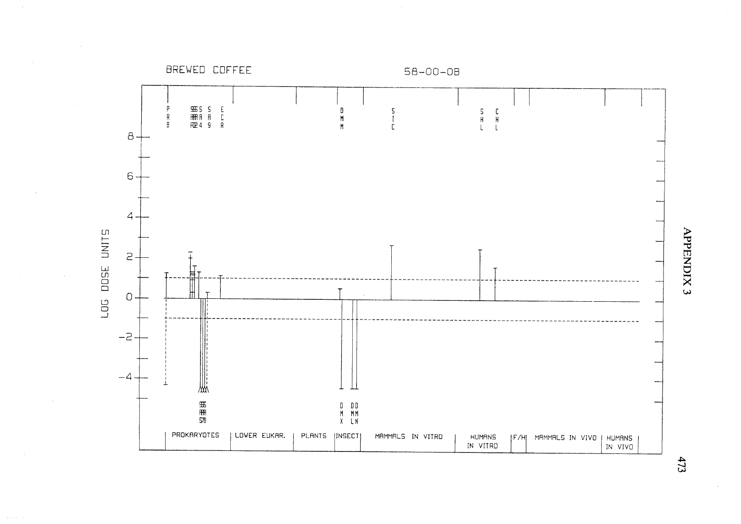BREWED COFFEE 58-00-0B

LOG DOSE UNITS

PROKARYOTES | LOWER EUKAR. | PLANTS | INSECT | MAMMALS IN VITRO | HUMANS IN VITRO | F/H | MAMMALS IN VIVO | HUMANS IN VIVO

APPENDIX 3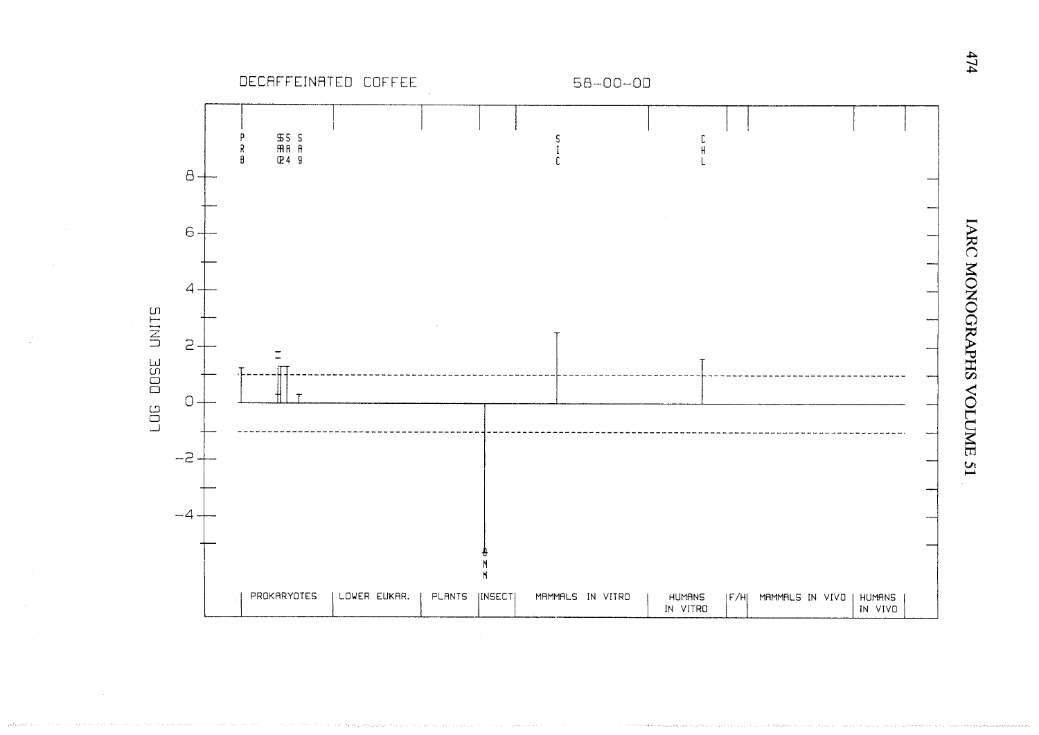DECAFFEINATED COFFEE 58-00-0D

LOG DOSE UNITS

8
6
4
2
0
−2
−4

PRB SA0 SA2 SA4 SA9 SIC CHL DMM

PROKARYOTES | LOWER EUKAR. | PLANTS | INSECT | MAMMALS IN VITRO | HUMANS IN VITRO | F/H | MAMMALS IN VIVO | HUMANS IN VIVO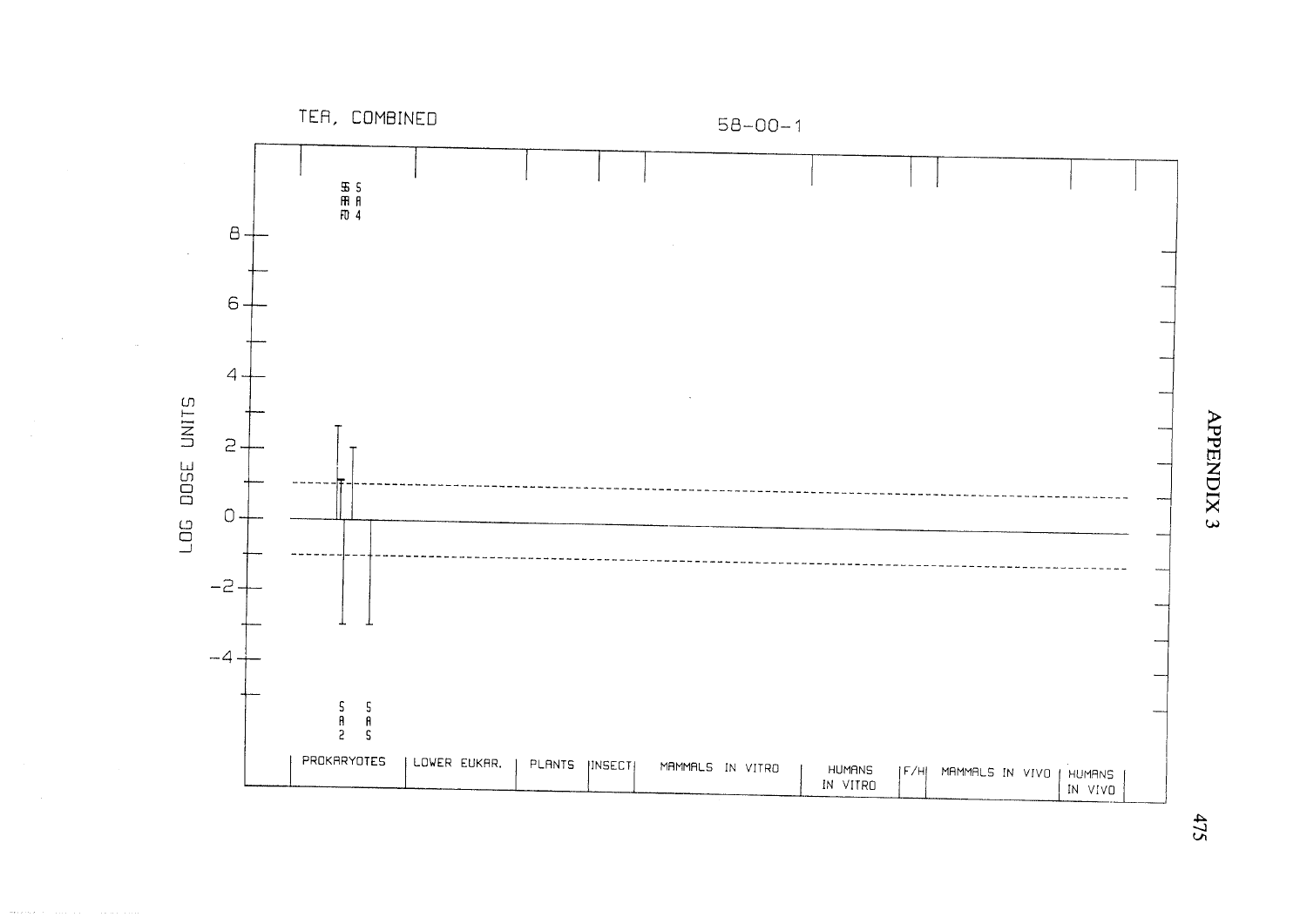TEA, COMBINED

58-00-1

LOG DOSE UNITS

PROKARYOTES | LOWER EUKAR. | PLANTS | INSECT | MAMMALS IN VITRO | HUMANS IN VITRO | F/H | MAMMALS IN VIVO | HUMANS IN VIVO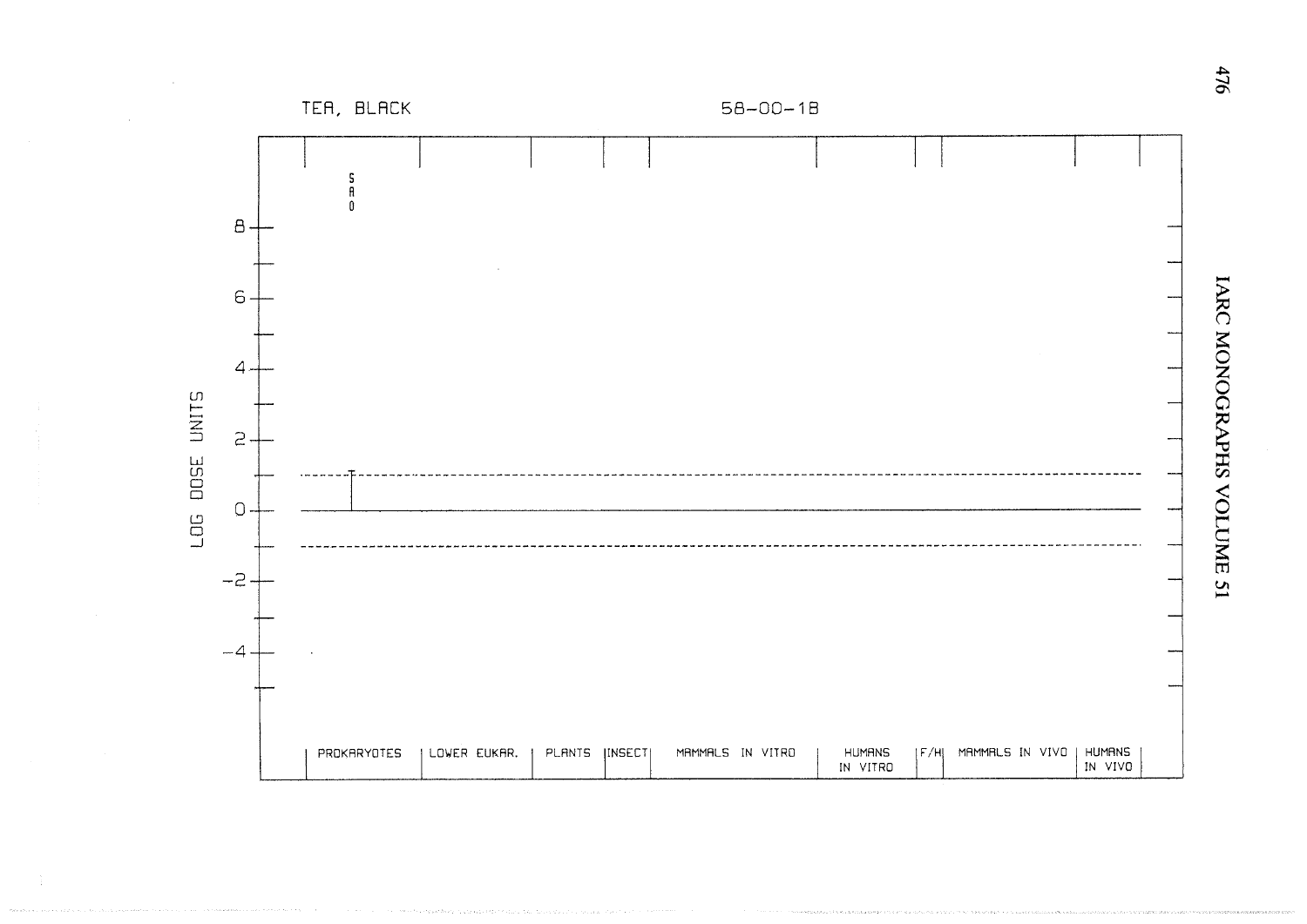TEA, BLACK 58-00-18

LOG DOSE UNITS

SAO

8
6
4
2
0
-2
-4

| PROKARYOTES | LOWER EUKAR. | PLANTS | INSECT | MAMMALS IN VITRO | HUMANS IN VITRO | F/H | MAMMALS IN VIVO | HUMANS IN VIVO |
| --- | --- | --- | --- | --- | --- | --- | --- | --- |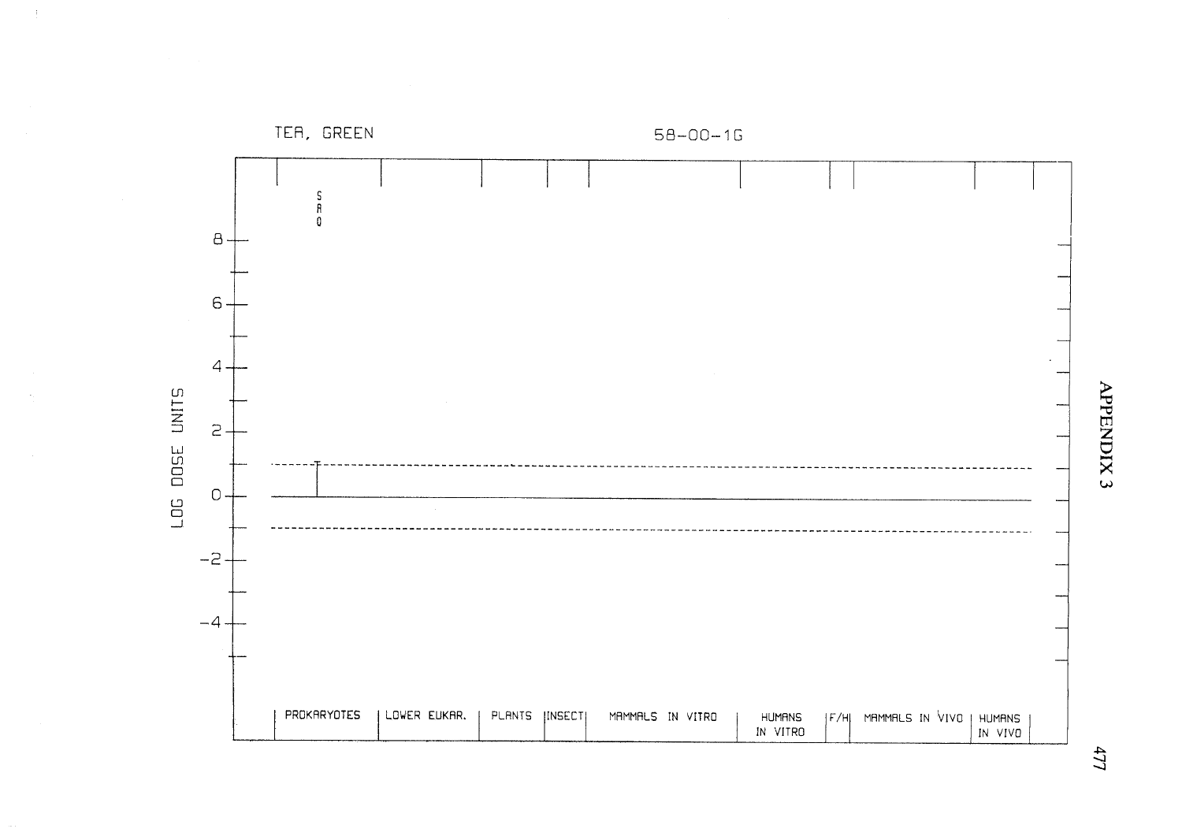TEA, GREEN

58-00-1G

LOG DOSE UNITS

8
6
4
2
0
-2
-4

SAO

PROKARYOTES | LOWER EUKAR. | PLANTS | INSECT | MAMMALS IN VITRO | HUMANS IN VITRO | F/H | MAMMALS IN VIVO | HUMANS IN VIVO

APPENDIX 3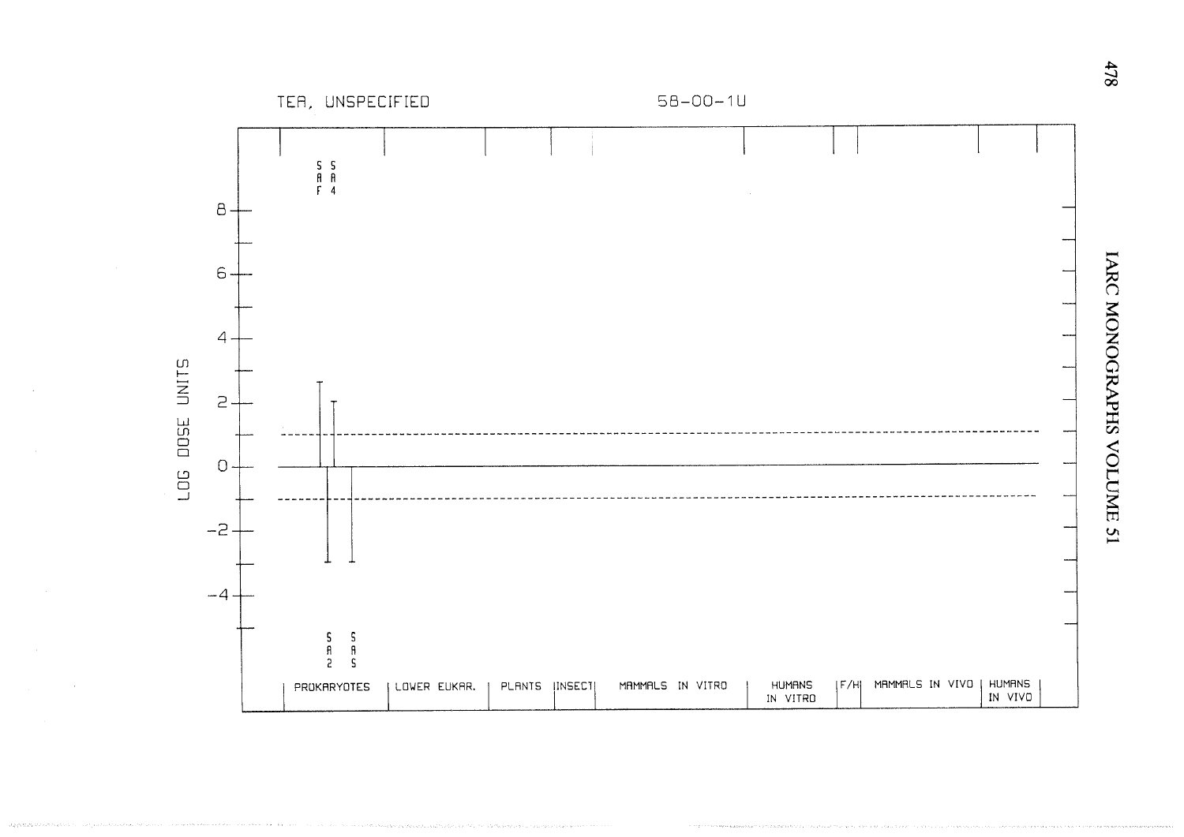TEA, UNSPECIFIED 58-00-1U

LOG DOSE UNITS

| Y-axis |
|---|
| 8 |
| 6 |
| 4 |
| 2 |
| 0 |
| -2 |
| -4 |

SAF SA4

SA2 SAS

PROKARYOTES | LOWER EUKAR. | PLANTS | INSECT | MAMMALS IN VITRO | HUMANS IN VITRO | F/H | MAMMALS IN VIVO | HUMANS IN VIVO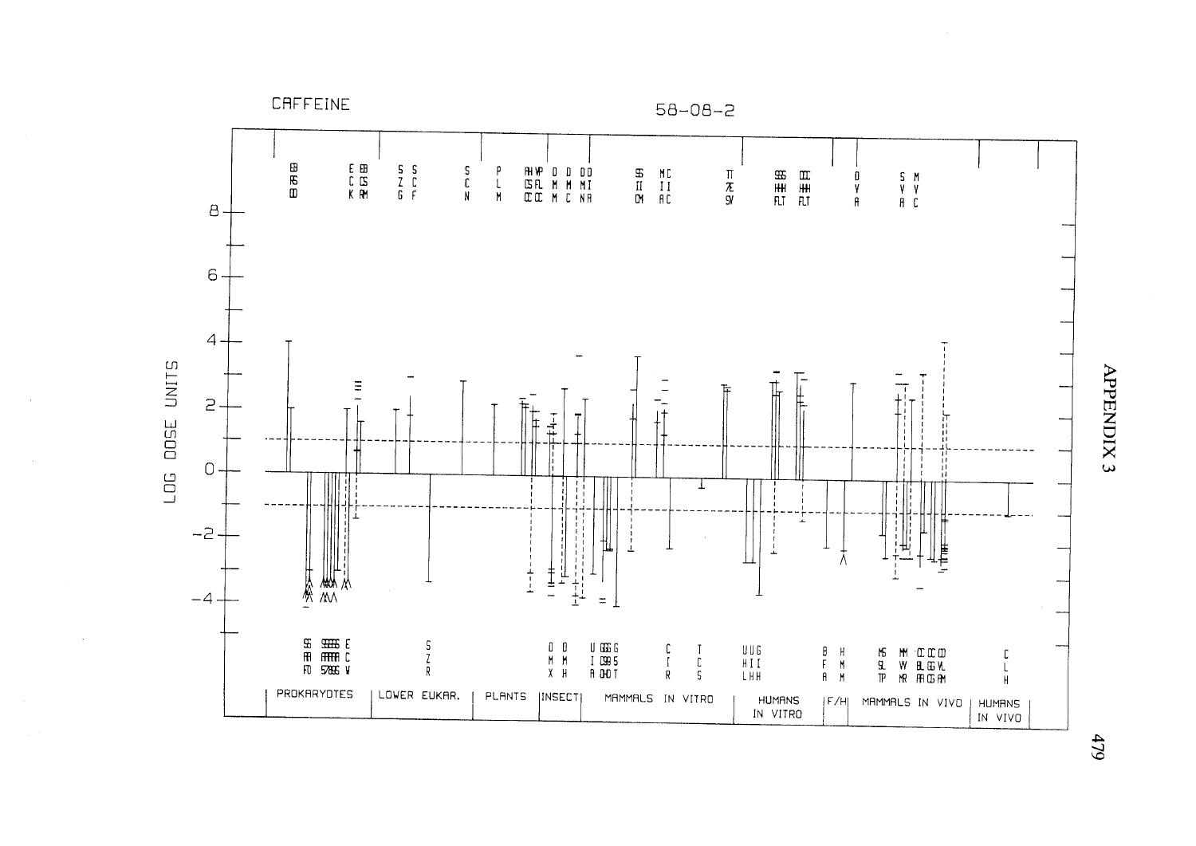CAFFEINE

58-08-2

LOG DOSE UNITS

PROKARYOTES | LOWER EUKAR. | PLANTS | INSECT | MAMMALS IN VITRO | HUMANS IN VITRO | F/H | MAMMALS IN VIVO | HUMANS IN VIVO

APPENDIX 3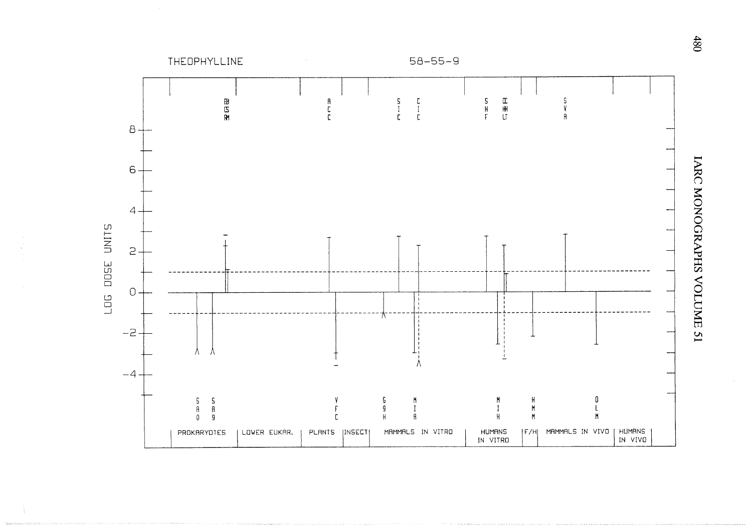THEOPHYLLINE 58-55-9

LOG DOSE UNITS

PROKARYOTES | LOWER EUKAR. | PLANTS | INSECT | MAMMALS IN VITRO | HUMANS IN VITRO | F/H | MAMMALS IN VIVO | HUMANS IN VIVO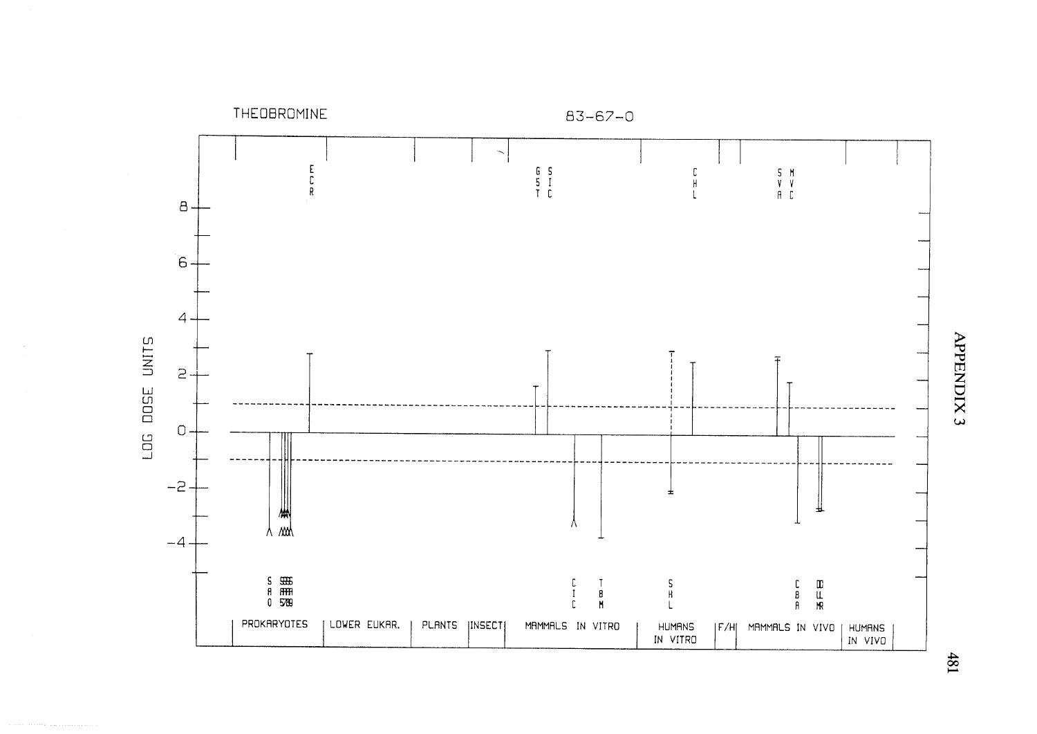THEOBROMINE 83-67-0

LOG DOSE UNITS

PROKARYOTES | LOWER EUKAR. | PLANTS | INSECT | MAMMALS IN VITRO | HUMANS IN VITRO | F/H | MAMMALS IN VIVO | HUMANS IN VIVO

APPENDIX 3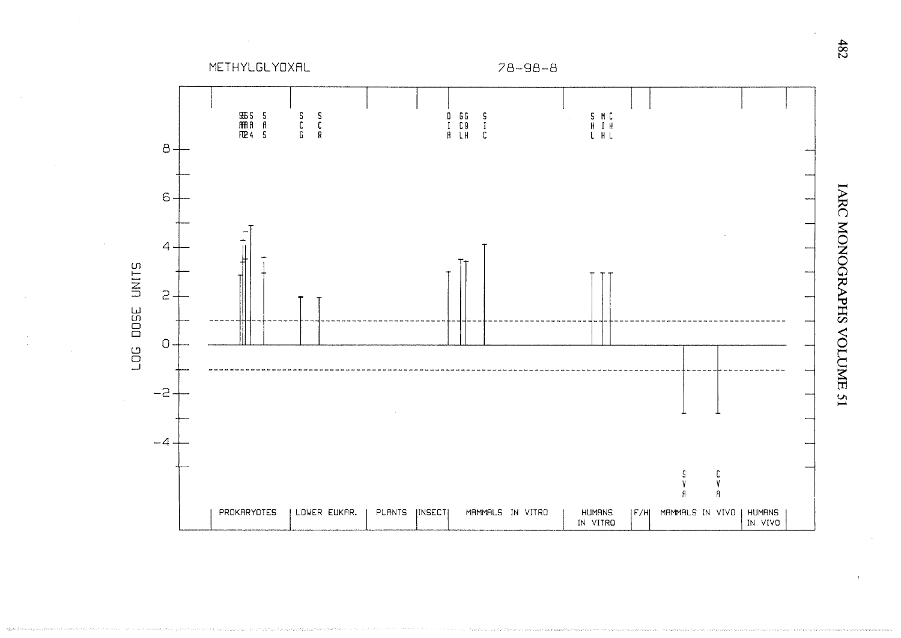METHYLGLYOXAL

78-98-8

LOG DOSE UNITS

8
6
4
2
0
-2
-4

PROKARYOTES | LOWER EUKAR. | PLANTS | INSECT | MAMMALS IN VITRO | HUMANS IN VITRO | F/H | MAMMALS IN VIVO | HUMANS IN VIVO